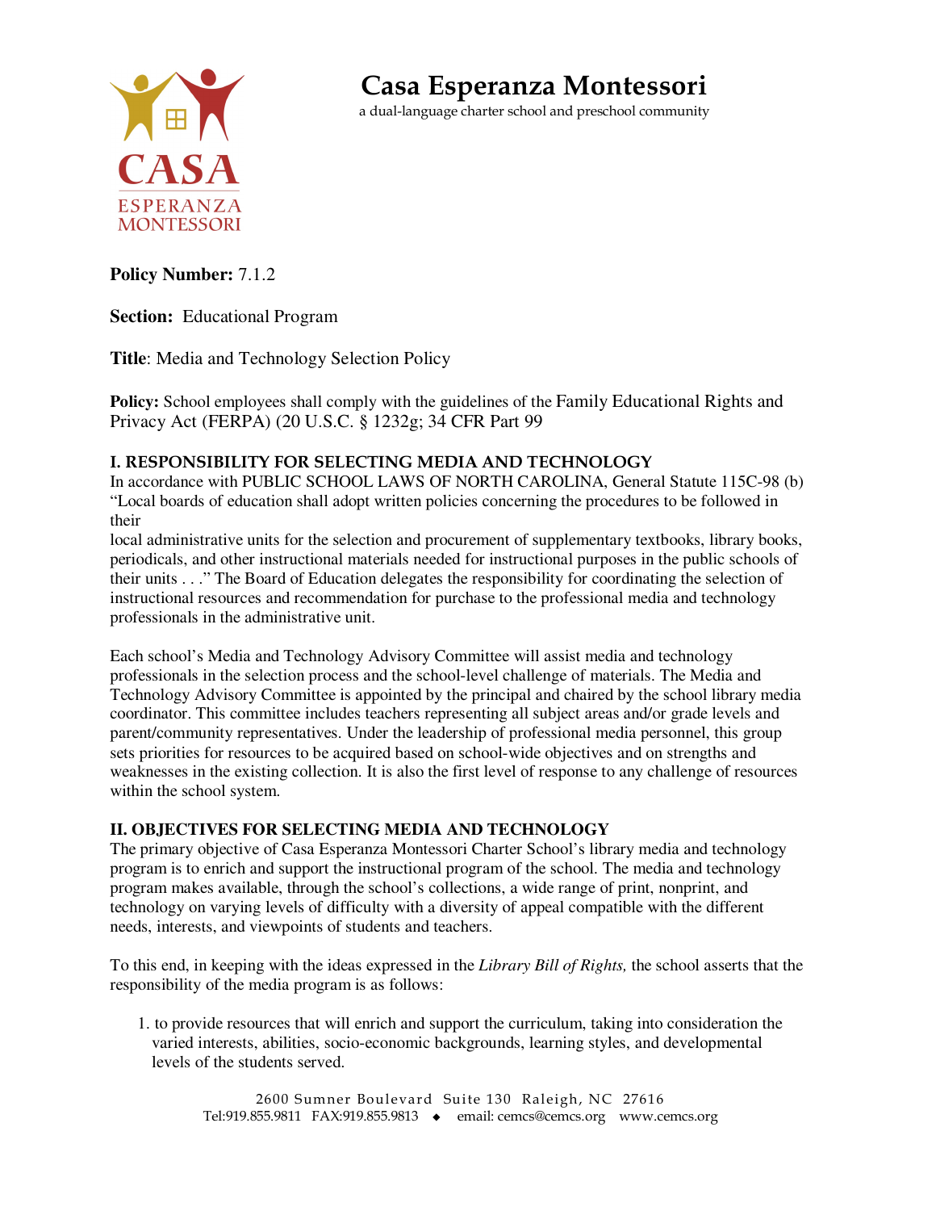# Casa Esperanza Montessori

a dual-language charter school and preschool community

**Policy Number:** 7.1.2

**Section:** Educational Program

**Title**: Media and Technology Selection Policy

**Policy:** School employees shall comply with the guidelines of the Family Educational Rights and Privacy Act (FERPA) (20 U.S.C. § 1232g; 34 CFR Part 99

## I. RESPONSIBILITY FOR SELECTING MEDIA AND TECHNOLOGY

In accordance with PUBLIC SCHOOL LAWS OF NORTH CAROLINA, General Statute 115C-98 (b) "Local boards of education shall adopt written policies concerning the procedures to be followed in their local administrative units for the selection and procurement of supplementary textbooks, library books, periodicals, and other instructional materials needed for instructional purposes in the public schools of their units . . ." The Board of Education delegates the responsibility for coordinating the selection of instructional resources and recommendation for purchase to the professional media and technology professionals in the administrative unit.

Each school's Media and Technology Advisory Committee will assist media and technology professionals in the selection process and the school-level challenge of materials. The Media and Technology Advisory Committee is appointed by the principal and chaired by the school library media coordinator. This committee includes teachers representing all subject areas and/or grade levels and parent/community representatives. Under the leadership of professional media personnel, this group sets priorities for resources to be acquired based on school-wide objectives and on strengths and weaknesses in the existing collection. It is also the first level of response to any challenge of resources within the school system.

## II. OBJECTIVES FOR SELECTING MEDIA AND TECHNOLOGY

The primary objective of Casa Esperanza Montessori Charter School's library media and technology program is to enrich and support the instructional program of the school. The media and technology program makes available, through the school's collections, a wide range of print, nonprint, and technology on varying levels of difficulty with a diversity of appeal compatible with the different needs, interests, and viewpoints of students and teachers.

To this end, in keeping with the ideas expressed in the *Library Bill of Rights,* the school asserts that the responsibility of the media program is as follows:

1. to provide resources that will enrich and support the curriculum, taking into consideration the varied interests, abilities, socio-economic backgrounds, learning styles, and developmental levels of the students served.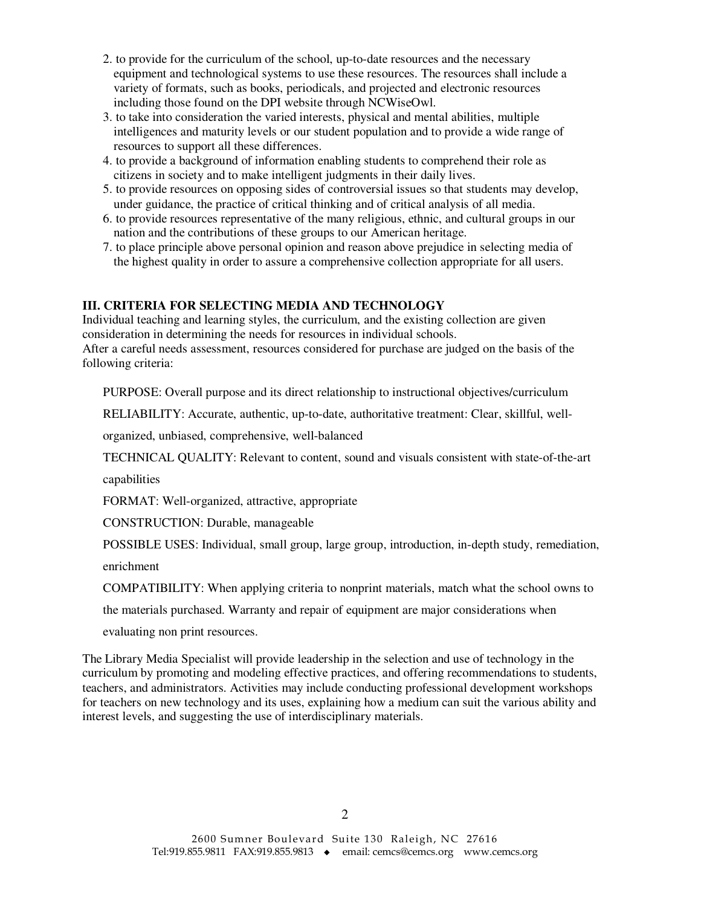2. to provide for the curriculum of the school, up-to-date resources and the necessary equipment and technological systems to use these resources. The resources shall include a variety of formats, such as books, periodicals, and projected and electronic resources including those found on the DPI website through NCWiseOwl.
3. to take into consideration the varied interests, physical and mental abilities, multiple intelligences and maturity levels or our student population and to provide a wide range of resources to support all these differences.
4. to provide a background of information enabling students to comprehend their role as citizens in society and to make intelligent judgments in their daily lives.
5. to provide resources on opposing sides of controversial issues so that students may develop, under guidance, the practice of critical thinking and of critical analysis of all media.
6. to provide resources representative of the many religious, ethnic, and cultural groups in our nation and the contributions of these groups to our American heritage.
7. to place principle above personal opinion and reason above prejudice in selecting media of the highest quality in order to assure a comprehensive collection appropriate for all users.

**III. CRITERIA FOR SELECTING MEDIA AND TECHNOLOGY**

Individual teaching and learning styles, the curriculum, and the existing collection are given consideration in determining the needs for resources in individual schools.
After a careful needs assessment, resources considered for purchase are judged on the basis of the following criteria:

PURPOSE: Overall purpose and its direct relationship to instructional objectives/curriculum

RELIABILITY: Accurate, authentic, up-to-date, authoritative treatment: Clear, skillful, well-organized, unbiased, comprehensive, well-balanced

TECHNICAL QUALITY: Relevant to content, sound and visuals consistent with state-of-the-art capabilities

FORMAT: Well-organized, attractive, appropriate

CONSTRUCTION: Durable, manageable

POSSIBLE USES: Individual, small group, large group, introduction, in-depth study, remediation, enrichment

COMPATIBILITY: When applying criteria to nonprint materials, match what the school owns to the materials purchased. Warranty and repair of equipment are major considerations when evaluating non print resources.

The Library Media Specialist will provide leadership in the selection and use of technology in the curriculum by promoting and modeling effective practices, and offering recommendations to students, teachers, and administrators. Activities may include conducting professional development workshops for teachers on new technology and its uses, explaining how a medium can suit the various ability and interest levels, and suggesting the use of interdisciplinary materials.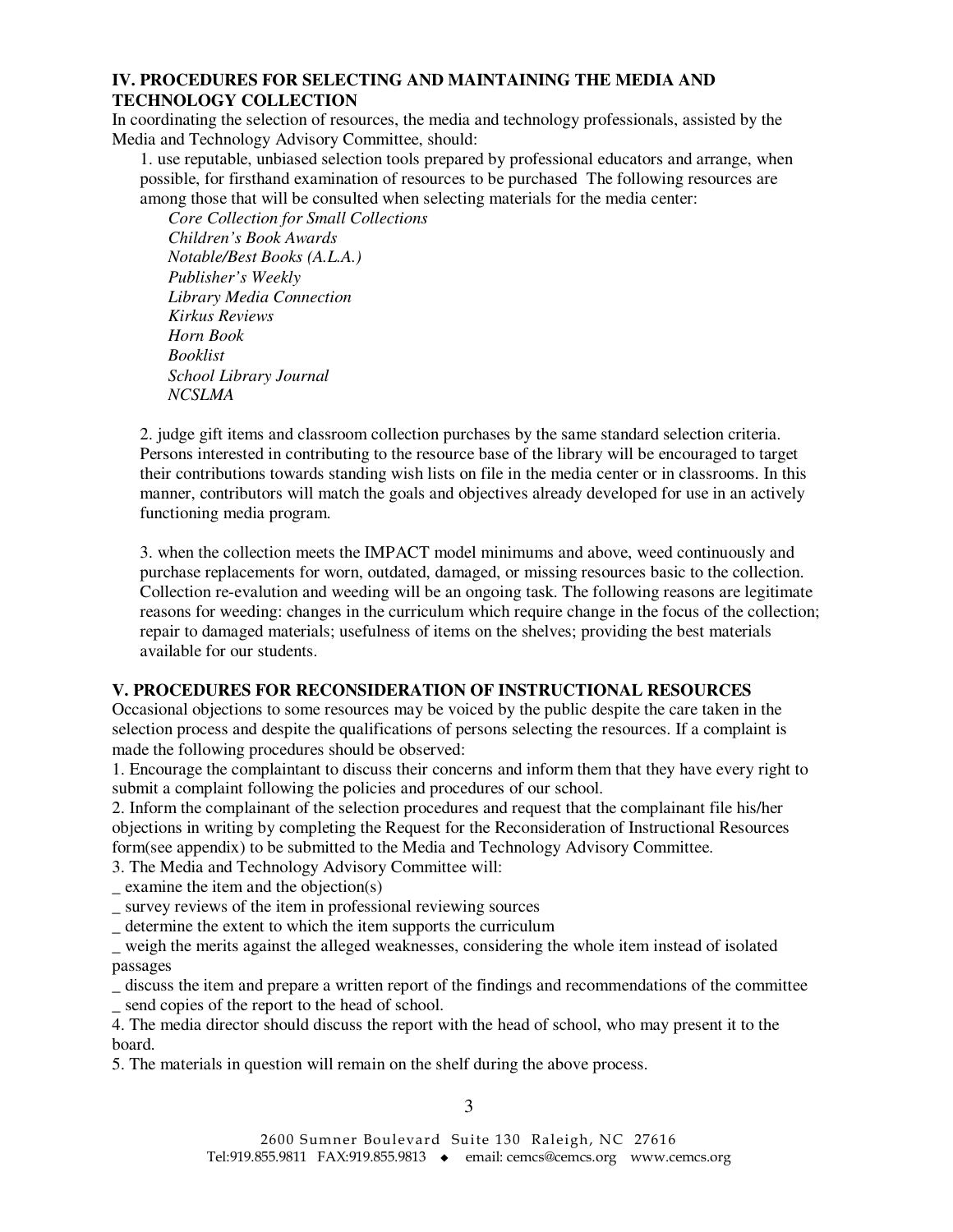### IV. PROCEDURES FOR SELECTING AND MAINTAINING THE MEDIA AND TECHNOLOGY COLLECTION

In coordinating the selection of resources, the media and technology professionals, assisted by the Media and Technology Advisory Committee, should:

1. use reputable, unbiased selection tools prepared by professional educators and arrange, when possible, for firsthand examination of resources to be purchased The following resources are among those that will be consulted when selecting materials for the media center:

   *Core Collection for Small Collections*
   *Children's Book Awards*
   *Notable/Best Books (A.L.A.)*
   *Publisher's Weekly*
   *Library Media Connection*
   *Kirkus Reviews*
   *Horn Book*
   *Booklist*
   *School Library Journal*
   *NCSLMA*

2. judge gift items and classroom collection purchases by the same standard selection criteria. Persons interested in contributing to the resource base of the library will be encouraged to target their contributions towards standing wish lists on file in the media center or in classrooms. In this manner, contributors will match the goals and objectives already developed for use in an actively functioning media program.

3. when the collection meets the IMPACT model minimums and above, weed continuously and purchase replacements for worn, outdated, damaged, or missing resources basic to the collection. Collection re-evalution and weeding will be an ongoing task. The following reasons are legitimate reasons for weeding: changes in the curriculum which require change in the focus of the collection; repair to damaged materials; usefulness of items on the shelves; providing the best materials available for our students.

### V. PROCEDURES FOR RECONSIDERATION OF INSTRUCTIONAL RESOURCES

Occasional objections to some resources may be voiced by the public despite the care taken in the selection process and despite the qualifications of persons selecting the resources. If a complaint is made the following procedures should be observed:

1. Encourage the complaintant to discuss their concerns and inform them that they have every right to submit a complaint following the policies and procedures of our school.
2. Inform the complainant of the selection procedures and request that the complainant file his/her objections in writing by completing the Request for the Reconsideration of Instructional Resources form(see appendix) to be submitted to the Media and Technology Advisory Committee.
3. The Media and Technology Advisory Committee will:

_ examine the item and the objection(s)
_ survey reviews of the item in professional reviewing sources
_ determine the extent to which the item supports the curriculum
_ weigh the merits against the alleged weaknesses, considering the whole item instead of isolated passages
_ discuss the item and prepare a written report of the findings and recommendations of the committee
_ send copies of the report to the head of school.

4. The media director should discuss the report with the head of school, who may present it to the board.
5. The materials in question will remain on the shelf during the above process.

2600 Sumner Boulevard Suite 130 Raleigh, NC 27616
Tel:919.855.9811 FAX:919.855.9813 ◆ email: cemcs@cemcs.org www.cemcs.org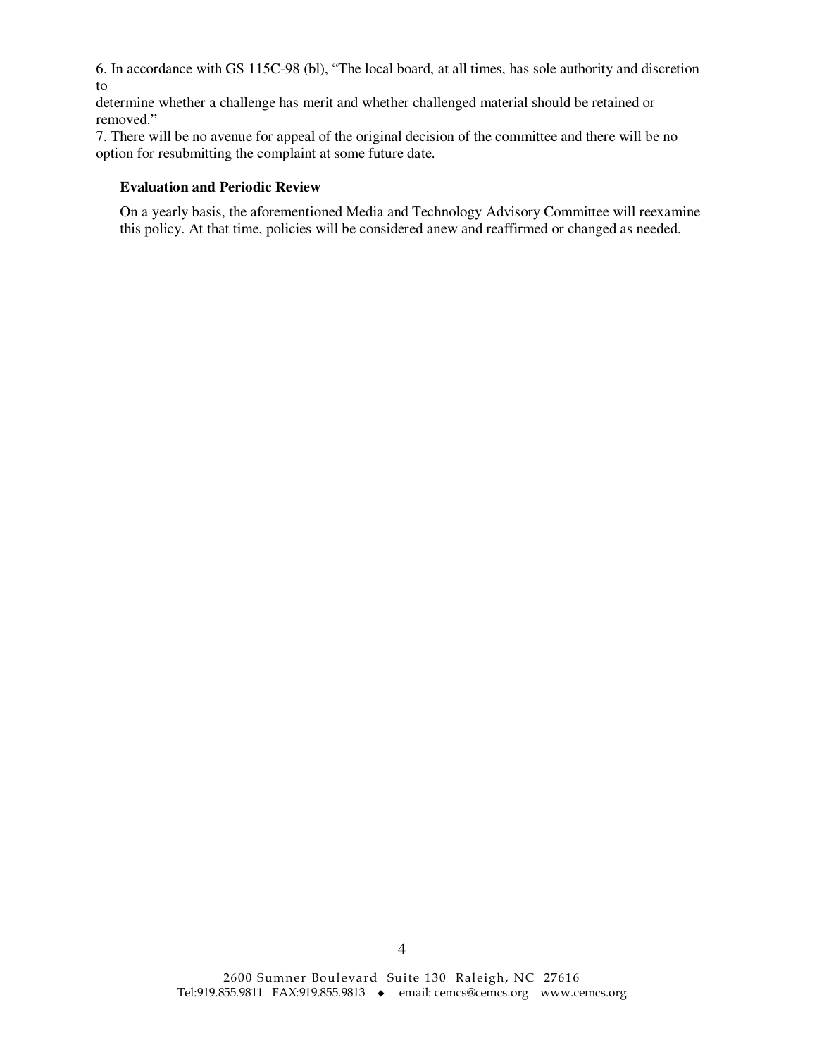6. In accordance with GS 115C-98 (bl), "The local board, at all times, has sole authority and discretion to determine whether a challenge has merit and whether challenged material should be retained or removed."

7. There will be no avenue for appeal of the original decision of the committee and there will be no option for resubmitting the complaint at some future date.

**Evaluation and Periodic Review**

On a yearly basis, the aforementioned Media and Technology Advisory Committee will reexamine this policy. At that time, policies will be considered anew and reaffirmed or changed as needed.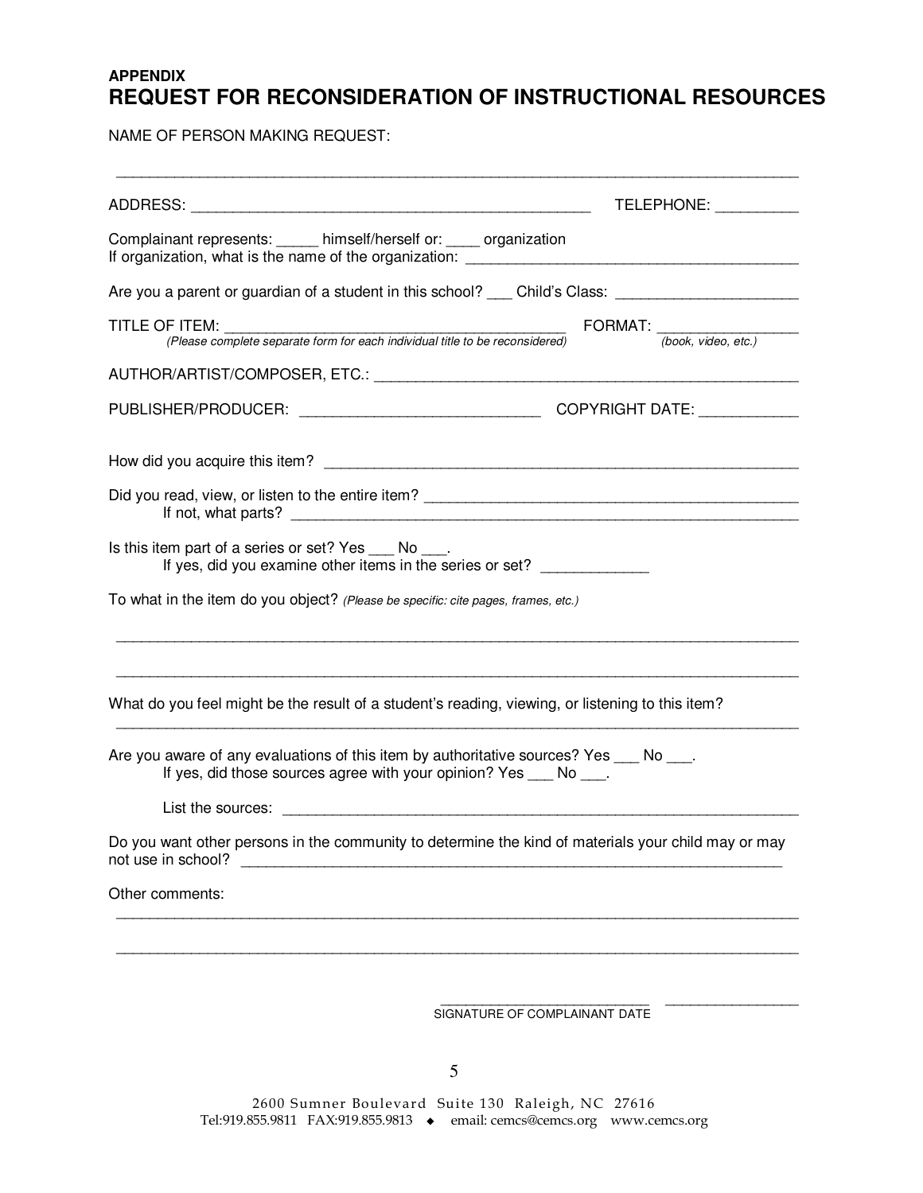**APPENDIX**

# REQUEST FOR RECONSIDERATION OF INSTRUCTIONAL RESOURCES

NAME OF PERSON MAKING REQUEST:

______________________________________________________________________________

ADDRESS: ______________________________________________ TELEPHONE: __________

Complainant represents: _____ himself/herself or: ____ organization
If organization, what is the name of the organization: ______________________________________

Are you a parent or guardian of a student in this school? ___ Child's Class: ____________________

TITLE OF ITEM: ________________________________________ FORMAT: ________________
*(Please complete separate form for each individual title to be reconsidered)* *(book, video, etc.)*

AUTHOR/ARTIST/COMPOSER, ETC.: ________________________________________________

PUBLISHER/PRODUCER: ____________________________ COPYRIGHT DATE: ____________

How did you acquire this item? ________________________________________________________

Did you read, view, or listen to the entire item? ___________________________________________
If not, what parts? ________________________________________________________________

Is this item part of a series or set? Yes ___ No ___.
If yes, did you examine other items in the series or set? _____________

To what in the item do you object? *(Please be specific: cite pages, frames, etc.)*

______________________________________________________________________________

______________________________________________________________________________

What do you feel might be the result of a student's reading, viewing, or listening to this item?

______________________________________________________________________________

Are you aware of any evaluations of this item by authoritative sources? Yes ___ No ___.
If yes, did those sources agree with your opinion? Yes ___ No ___.

List the sources: ________________________________________________________________

Do you want other persons in the community to determine the kind of materials your child may or may not use in school? ______________________________________________________________

Other comments:

______________________________________________________________________________

______________________________________________________________________________

__________________________ ________________
SIGNATURE OF COMPLAINANT DATE

2600 Sumner Boulevard Suite 130 Raleigh, NC 27616
Tel:919.855.9811 FAX:919.855.9813 ◆ email: cemcs@cemcs.org www.cemcs.org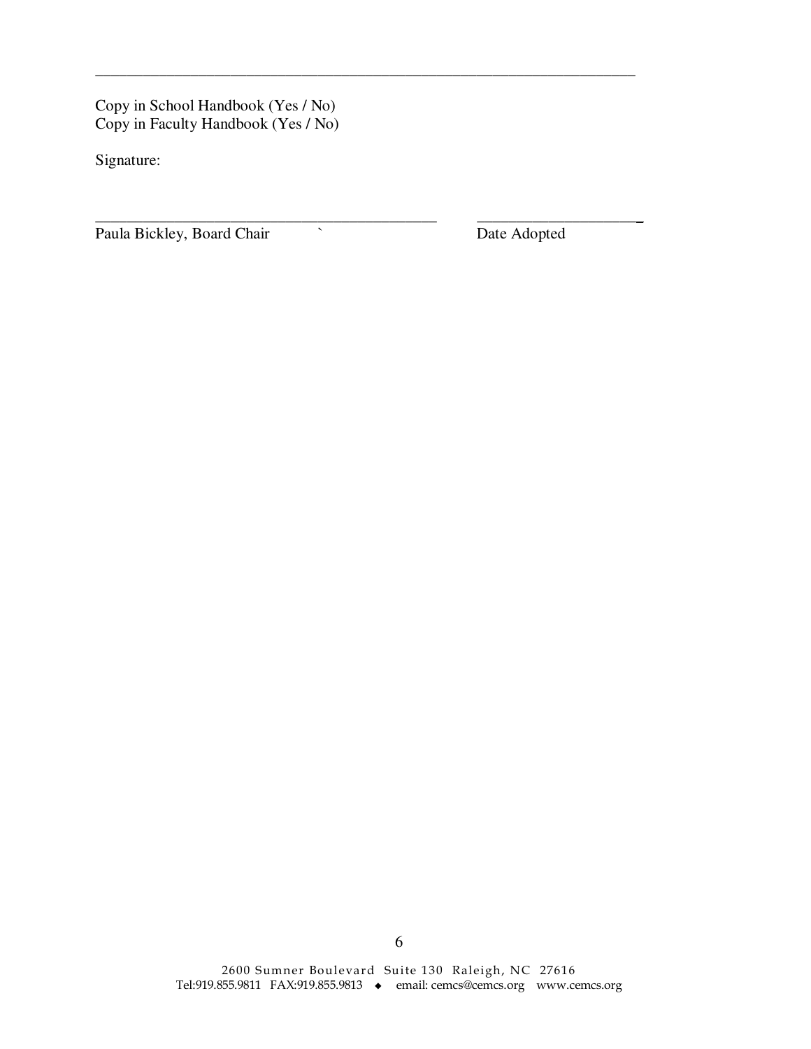______________________________________________________________________

Copy in School Handbook (Yes / No)
Copy in Faculty Handbook (Yes / No)

Signature:

_____________________________________________ _____________________
Paula Bickley, Board Chair ` Date Adopted